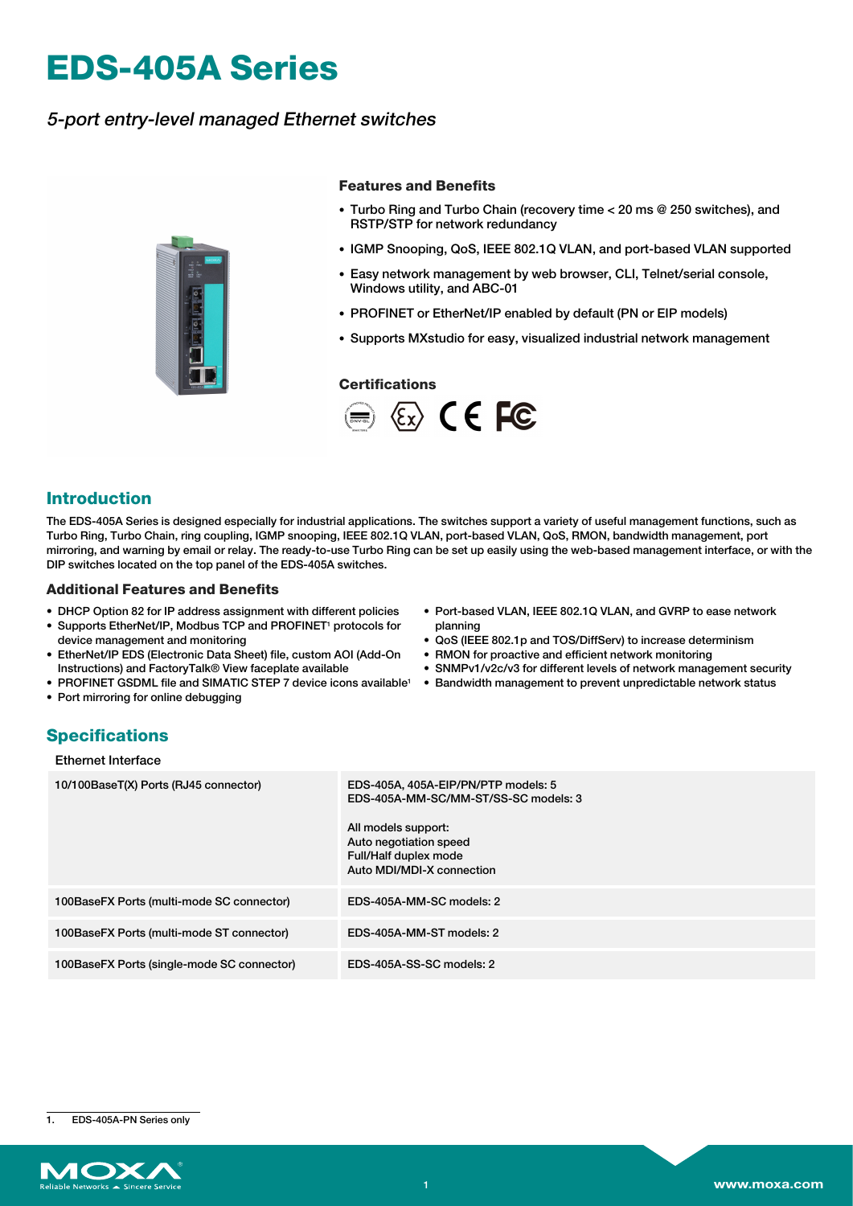# EDS-405A Series

*5-port entry-level managed Ethernet switches*

### Features and Benefits

- Turbo Ring and Turbo Chain (recovery time < 20 ms @ 250 switches), and RSTP/STP for network redundancy
- IGMP Snooping, QoS, IEEE 802.1Q VLAN, and port-based VLAN supported
- Easy network management by web browser, CLI, Telnet/serial console, Windows utility, and ABC-01
- PROFINET or EtherNet/IP enabled by default (PN or EIP models)
- Supports MXstudio for easy, visualized industrial network management

### Certifications

## Introduction

The EDS-405A Series is designed especially for industrial applications. The switches support a variety of useful management functions, such as Turbo Ring, Turbo Chain, ring coupling, IGMP snooping, IEEE 802.1Q VLAN, port-based VLAN, QoS, RMON, bandwidth management, port mirroring, and warning by email or relay. The ready-to-use Turbo Ring can be set up easily using the web-based management interface, or with the DIP switches located on the top panel of the EDS-405A switches.

### Additional Features and Benefits

- DHCP Option 82 for IP address assignment with different policies
- Supports EtherNet/IP, Modbus TCP and PROFINET[1] protocols for device management and monitoring
- EtherNet/IP EDS (Electronic Data Sheet) file, custom AOI (Add-On Instructions) and FactoryTalk® View faceplate available
- PROFINET GSDML file and SIMATIC STEP 7 device icons available[1]
- Port mirroring for online debugging
- Port-based VLAN, IEEE 802.1Q VLAN, and GVRP to ease network planning
- QoS (IEEE 802.1p and TOS/DiffServ) to increase determinism
- RMON for proactive and efficient network monitoring
- SNMPv1/v2c/v3 for different levels of network management security
- Bandwidth management to prevent unpredictable network status

## Specifications

Ethernet Interface

| | |
|---|---|
| 10/100BaseT(X) Ports (RJ45 connector) | EDS-405A, 405A-EIP/PN/PTP models: 5<br>EDS-405A-MM-SC/MM-ST/SS-SC models: 3<br><br>All models support:<br>Auto negotiation speed<br>Full/Half duplex mode<br>Auto MDI/MDI-X connection |
| 100BaseFX Ports (multi-mode SC connector) | EDS-405A-MM-SC models: 2 |
| 100BaseFX Ports (multi-mode ST connector) | EDS-405A-MM-ST models: 2 |
| 100BaseFX Ports (single-mode SC connector) | EDS-405A-SS-SC models: 2 |

1. EDS-405A-PN Series only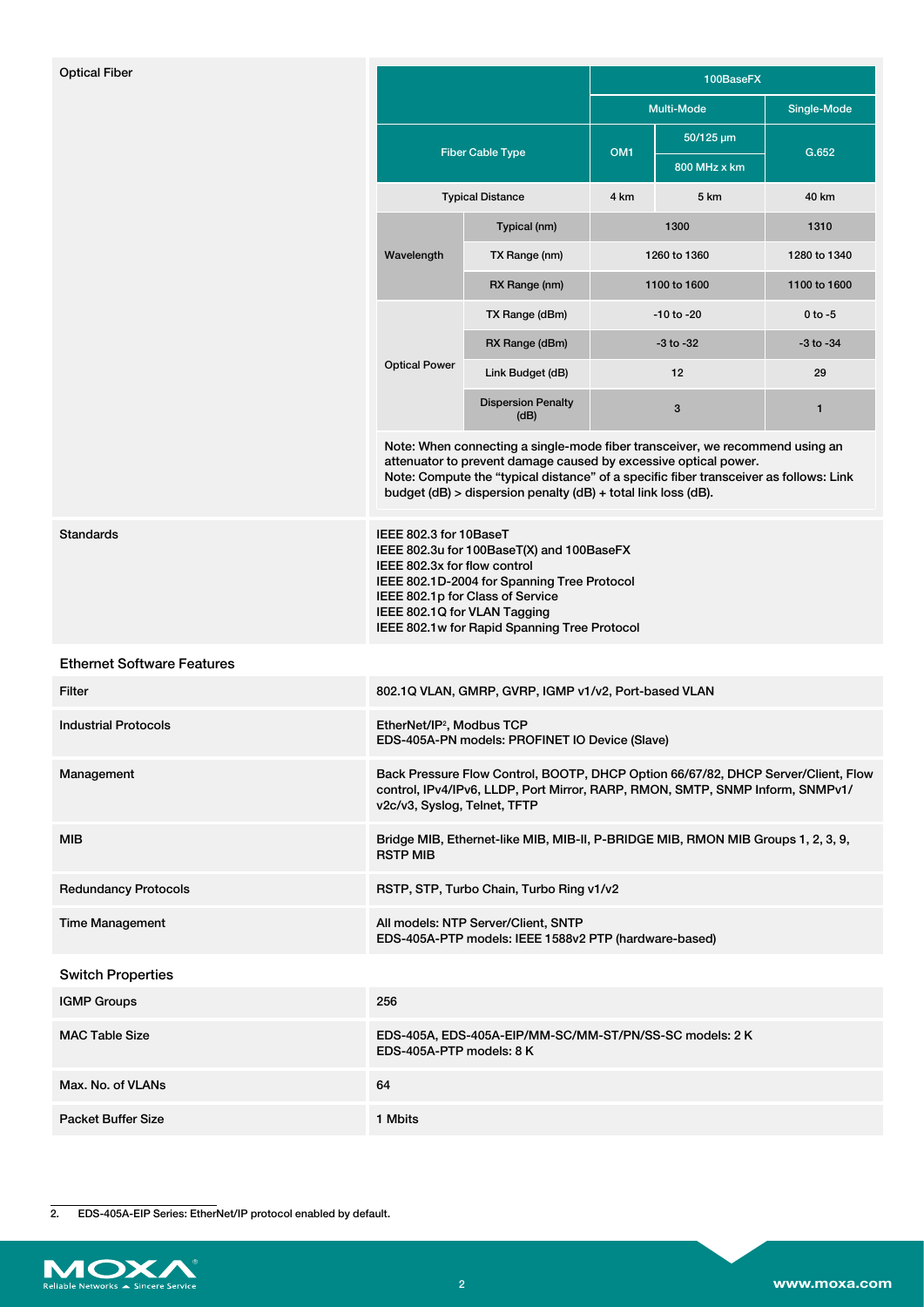**Optical Fiber**

| | | 100BaseFX | | |
|---|---|---|---|---|
| | | Multi-Mode | | Single-Mode |
| Fiber Cable Type | | OM1 | 50/125 µm 800 MHz x km | G.652 |
| Typical Distance | | 4 km | 5 km | 40 km |
| Wavelength | Typical (nm) | 1300 | | 1310 |
| | TX Range (nm) | 1260 to 1360 | | 1280 to 1340 |
| | RX Range (nm) | 1100 to 1600 | | 1100 to 1600 |
| Optical Power | TX Range (dBm) | -10 to -20 | | 0 to -5 |
| | RX Range (dBm) | -3 to -32 | | -3 to -34 |
| | Link Budget (dB) | 12 | | 29 |
| | Dispersion Penalty (dB) | 3 | | 1 |

Note: When connecting a single-mode fiber transceiver, we recommend using an attenuator to prevent damage caused by excessive optical power.
Note: Compute the "typical distance" of a specific fiber transceiver as follows: Link budget (dB) > dispersion penalty (dB) + total link loss (dB).

| | |
|---|---|
| Standards | IEEE 802.3 for 10BaseT<br>IEEE 802.3u for 100BaseT(X) and 100BaseFX<br>IEEE 802.3x for flow control<br>IEEE 802.1D-2004 for Spanning Tree Protocol<br>IEEE 802.1p for Class of Service<br>IEEE 802.1Q for VLAN Tagging<br>IEEE 802.1w for Rapid Spanning Tree Protocol |

## Ethernet Software Features

| | |
|---|---|
| Filter | 802.1Q VLAN, GMRP, GVRP, IGMP v1/v2, Port-based VLAN |
| Industrial Protocols | EtherNet/IP[2], Modbus TCP<br>EDS-405A-PN models: PROFINET IO Device (Slave) |
| Management | Back Pressure Flow Control, BOOTP, DHCP Option 66/67/82, DHCP Server/Client, Flow control, IPv4/IPv6, LLDP, Port Mirror, RARP, RMON, SMTP, SNMP Inform, SNMPv1/v2c/v3, Syslog, Telnet, TFTP |
| MIB | Bridge MIB, Ethernet-like MIB, MIB-II, P-BRIDGE MIB, RMON MIB Groups 1, 2, 3, 9, RSTP MIB |
| Redundancy Protocols | RSTP, STP, Turbo Chain, Turbo Ring v1/v2 |
| Time Management | All models: NTP Server/Client, SNTP<br>EDS-405A-PTP models: IEEE 1588v2 PTP (hardware-based) |

## Switch Properties

| | |
|---|---|
| IGMP Groups | 256 |
| MAC Table Size | EDS-405A, EDS-405A-EIP/MM-SC/MM-ST/PN/SS-SC models: 2 K<br>EDS-405A-PTP models: 8 K |
| Max. No. of VLANs | 64 |
| Packet Buffer Size | 1 Mbits |

2. EDS-405A-EIP Series: EtherNet/IP protocol enabled by default.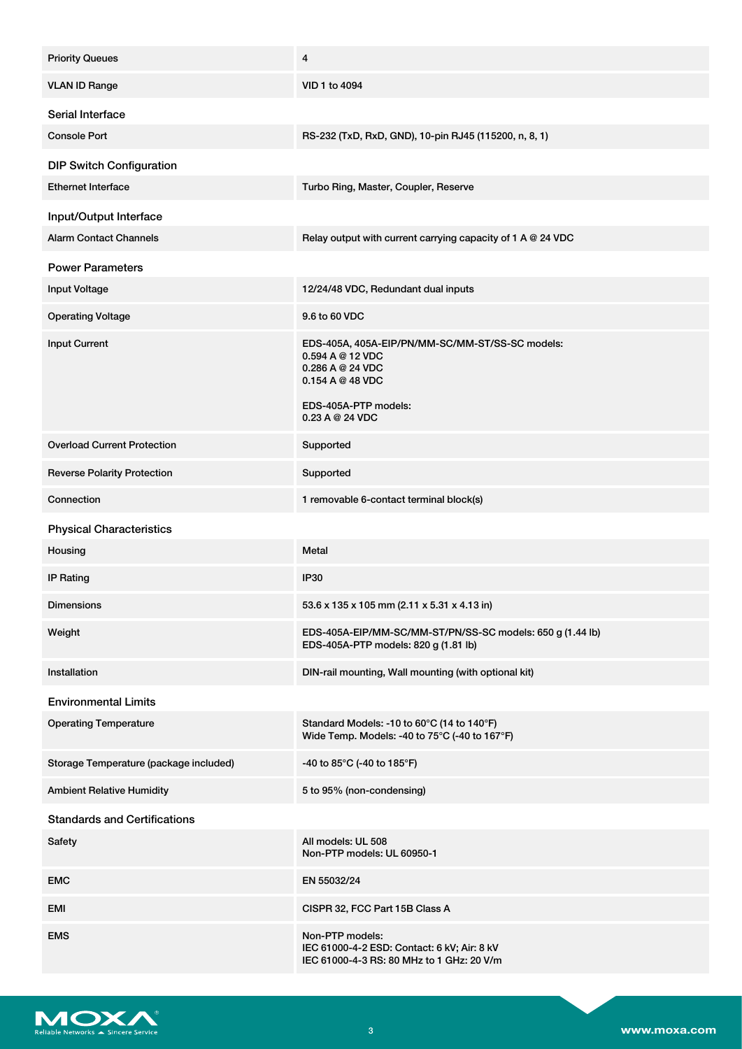| | |
|---|---|
| Priority Queues | 4 |
| VLAN ID Range | VID 1 to 4094 |

### Serial Interface

| | |
|---|---|
| Console Port | RS-232 (TxD, RxD, GND), 10-pin RJ45 (115200, n, 8, 1) |

### DIP Switch Configuration

| | |
|---|---|
| Ethernet Interface | Turbo Ring, Master, Coupler, Reserve |

### Input/Output Interface

| | |
|---|---|
| Alarm Contact Channels | Relay output with current carrying capacity of 1 A @ 24 VDC |

### Power Parameters

| | |
|---|---|
| Input Voltage | 12/24/48 VDC, Redundant dual inputs |
| Operating Voltage | 9.6 to 60 VDC |
| Input Current | EDS-405A, 405A-EIP/PN/MM-SC/MM-ST/SS-SC models:<br>0.594 A @ 12 VDC<br>0.286 A @ 24 VDC<br>0.154 A @ 48 VDC<br><br>EDS-405A-PTP models:<br>0.23 A @ 24 VDC |
| Overload Current Protection | Supported |
| Reverse Polarity Protection | Supported |
| Connection | 1 removable 6-contact terminal block(s) |

### Physical Characteristics

| | |
|---|---|
| Housing | Metal |
| IP Rating | IP30 |
| Dimensions | 53.6 x 135 x 105 mm (2.11 x 5.31 x 4.13 in) |
| Weight | EDS-405A-EIP/MM-SC/MM-ST/PN/SS-SC models: 650 g (1.44 lb)<br>EDS-405A-PTP models: 820 g (1.81 lb) |
| Installation | DIN-rail mounting, Wall mounting (with optional kit) |

### Environmental Limits

| | |
|---|---|
| Operating Temperature | Standard Models: -10 to 60°C (14 to 140°F)<br>Wide Temp. Models: -40 to 75°C (-40 to 167°F) |
| Storage Temperature (package included) | -40 to 85°C (-40 to 185°F) |
| Ambient Relative Humidity | 5 to 95% (non-condensing) |

### Standards and Certifications

| | |
|---|---|
| Safety | All models: UL 508<br>Non-PTP models: UL 60950-1 |
| EMC | EN 55032/24 |
| EMI | CISPR 32, FCC Part 15B Class A |
| EMS | Non-PTP models:<br>IEC 61000-4-2 ESD: Contact: 6 kV; Air: 8 kV<br>IEC 61000-4-3 RS: 80 MHz to 1 GHz: 20 V/m |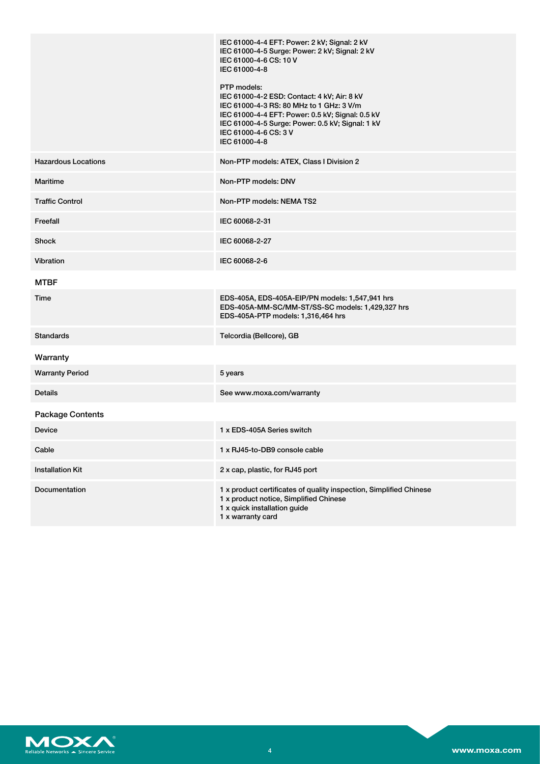| | |
|---|---|
| | IEC 61000-4-4 EFT: Power: 2 kV; Signal: 2 kV<br>IEC 61000-4-5 Surge: Power: 2 kV; Signal: 2 kV<br>IEC 61000-4-6 CS: 10 V<br>IEC 61000-4-8<br><br>PTP models:<br>IEC 61000-4-2 ESD: Contact: 4 kV; Air: 8 kV<br>IEC 61000-4-3 RS: 80 MHz to 1 GHz: 3 V/m<br>IEC 61000-4-4 EFT: Power: 0.5 kV; Signal: 0.5 kV<br>IEC 61000-4-5 Surge: Power: 0.5 kV; Signal: 1 kV<br>IEC 61000-4-6 CS: 3 V<br>IEC 61000-4-8 |
| Hazardous Locations | Non-PTP models: ATEX, Class I Division 2 |
| Maritime | Non-PTP models: DNV |
| Traffic Control | Non-PTP models: NEMA TS2 |
| Freefall | IEC 60068-2-31 |
| Shock | IEC 60068-2-27 |
| Vibration | IEC 60068-2-6 |

### MTBF

| | |
|---|---|
| Time | EDS-405A, EDS-405A-EIP/PN models: 1,547,941 hrs<br>EDS-405A-MM-SC/MM-ST/SS-SC models: 1,429,327 hrs<br>EDS-405A-PTP models: 1,316,464 hrs |
| Standards | Telcordia (Bellcore), GB |

### Warranty

| | |
|---|---|
| Warranty Period | 5 years |
| Details | See www.moxa.com/warranty |

### Package Contents

| | |
|---|---|
| Device | 1 x EDS-405A Series switch |
| Cable | 1 x RJ45-to-DB9 console cable |
| Installation Kit | 2 x cap, plastic, for RJ45 port |
| Documentation | 1 x product certificates of quality inspection, Simplified Chinese<br>1 x product notice, Simplified Chinese<br>1 x quick installation guide<br>1 x warranty card |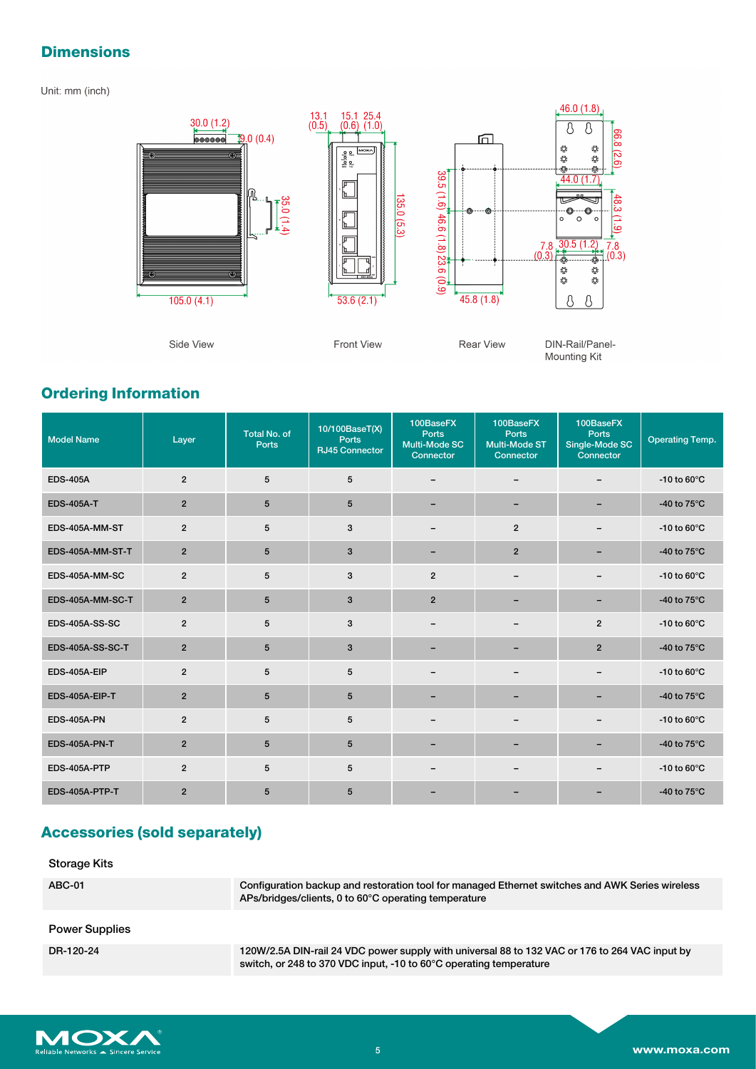## Dimensions

Unit: mm (inch)

Side View

Front View

Rear View

DIN-Rail/Panel-Mounting Kit

## Ordering Information

| Model Name | Layer | Total No. of Ports | 10/100BaseT(X) Ports RJ45 Connector | 100BaseFX Ports Multi-Mode SC Connector | 100BaseFX Ports Multi-Mode ST Connector | 100BaseFX Ports Single-Mode SC Connector | Operating Temp. |
|---|---|---|---|---|---|---|---|
| EDS-405A | 2 | 5 | 5 | – | – | – | -10 to 60°C |
| EDS-405A-T | 2 | 5 | 5 | – | – | – | -40 to 75°C |
| EDS-405A-MM-ST | 2 | 5 | 3 | – | 2 | – | -10 to 60°C |
| EDS-405A-MM-ST-T | 2 | 5 | 3 | – | 2 | – | -40 to 75°C |
| EDS-405A-MM-SC | 2 | 5 | 3 | 2 | – | – | -10 to 60°C |
| EDS-405A-MM-SC-T | 2 | 5 | 3 | 2 | – | – | -40 to 75°C |
| EDS-405A-SS-SC | 2 | 5 | 3 | – | – | 2 | -10 to 60°C |
| EDS-405A-SS-SC-T | 2 | 5 | 3 | – | – | 2 | -40 to 75°C |
| EDS-405A-EIP | 2 | 5 | 5 | – | – | – | -10 to 60°C |
| EDS-405A-EIP-T | 2 | 5 | 5 | – | – | – | -40 to 75°C |
| EDS-405A-PN | 2 | 5 | 5 | – | – | – | -10 to 60°C |
| EDS-405A-PN-T | 2 | 5 | 5 | – | – | – | -40 to 75°C |
| EDS-405A-PTP | 2 | 5 | 5 | – | – | – | -10 to 60°C |
| EDS-405A-PTP-T | 2 | 5 | 5 | – | – | – | -40 to 75°C |

## Accessories (sold separately)

### Storage Kits

| | |
|---|---|
| ABC-01 | Configuration backup and restoration tool for managed Ethernet switches and AWK Series wireless APs/bridges/clients, 0 to 60°C operating temperature |

### Power Supplies

| | |
|---|---|
| DR-120-24 | 120W/2.5A DIN-rail 24 VDC power supply with universal 88 to 132 VAC or 176 to 264 VAC input by switch, or 248 to 370 VDC input, -10 to 60°C operating temperature |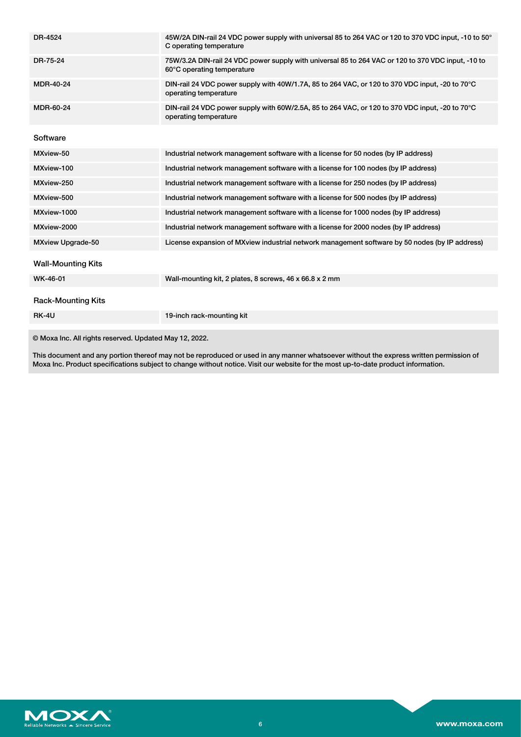| | |
|---|---|
| DR-4524 | 45W/2A DIN-rail 24 VDC power supply with universal 85 to 264 VAC or 120 to 370 VDC input, -10 to 50° C operating temperature |
| DR-75-24 | 75W/3.2A DIN-rail 24 VDC power supply with universal 85 to 264 VAC or 120 to 370 VDC input, -10 to 60°C operating temperature |
| MDR-40-24 | DIN-rail 24 VDC power supply with 40W/1.7A, 85 to 264 VAC, or 120 to 370 VDC input, -20 to 70°C operating temperature |
| MDR-60-24 | DIN-rail 24 VDC power supply with 60W/2.5A, 85 to 264 VAC, or 120 to 370 VDC input, -20 to 70°C operating temperature |

### Software

| | |
|---|---|
| MXview-50 | Industrial network management software with a license for 50 nodes (by IP address) |
| MXview-100 | Industrial network management software with a license for 100 nodes (by IP address) |
| MXview-250 | Industrial network management software with a license for 250 nodes (by IP address) |
| MXview-500 | Industrial network management software with a license for 500 nodes (by IP address) |
| MXview-1000 | Industrial network management software with a license for 1000 nodes (by IP address) |
| MXview-2000 | Industrial network management software with a license for 2000 nodes (by IP address) |
| MXview Upgrade-50 | License expansion of MXview industrial network management software by 50 nodes (by IP address) |

### Wall-Mounting Kits

| | |
|---|---|
| WK-46-01 | Wall-mounting kit, 2 plates, 8 screws, 46 x 66.8 x 2 mm |

### Rack-Mounting Kits

| | |
|---|---|
| RK-4U | 19-inch rack-mounting kit |

© Moxa Inc. All rights reserved. Updated May 12, 2022.

This document and any portion thereof may not be reproduced or used in any manner whatsoever without the express written permission of Moxa Inc. Product specifications subject to change without notice. Visit our website for the most up-to-date product information.